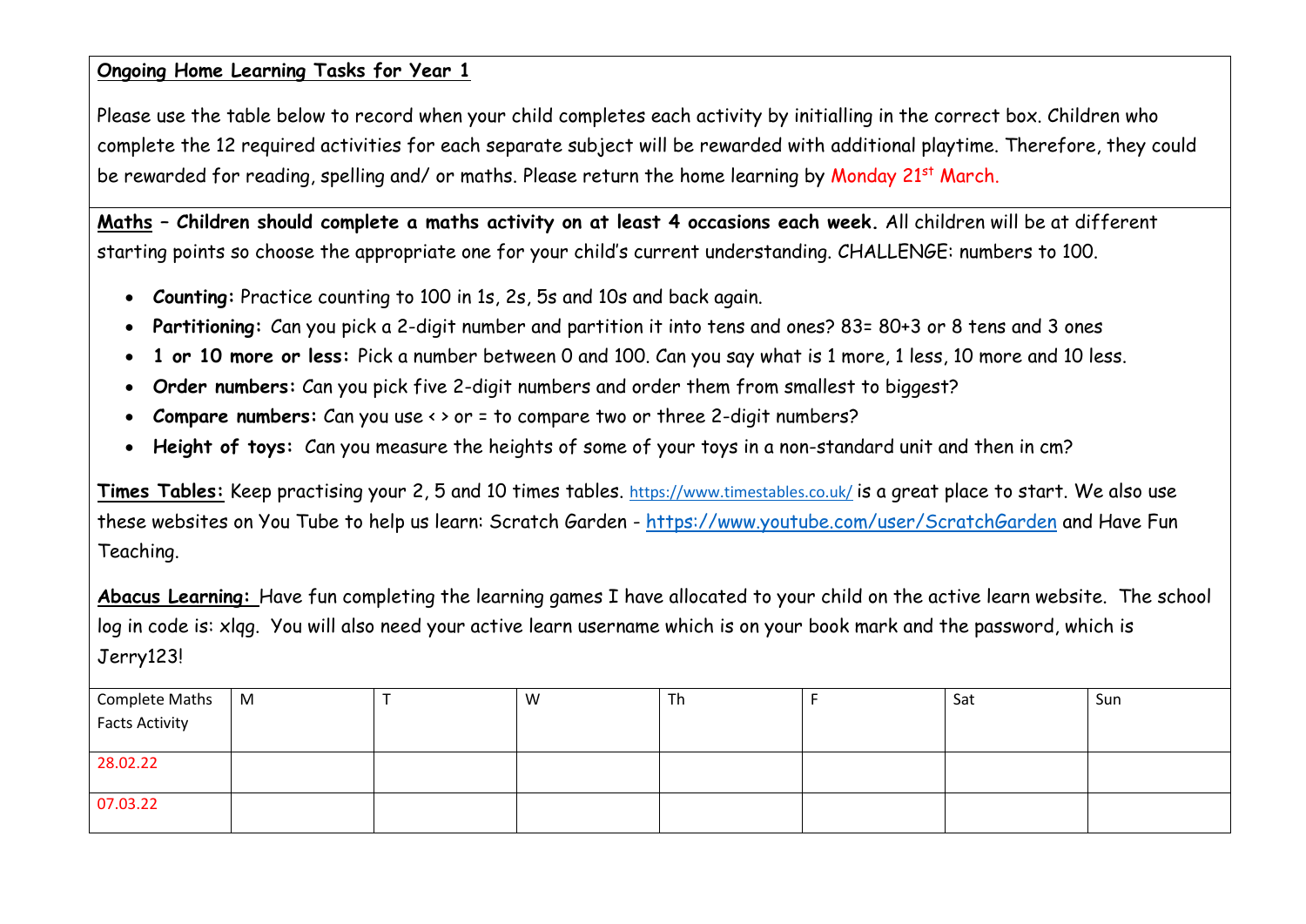**Ongoing Home Learning Tasks for Year 1**

Please use the table below to record when your child completes each activity by initialling in the correct box. Children who complete the 12 required activities for each separate subject will be rewarded with additional playtime. Therefore, they could be rewarded for reading, spelling and/ or maths. Please return the home learning by Monday 21st March.

**Maths – Children should complete a maths activity on at least 4 occasions each week.** All children will be at different starting points so choose the appropriate one for your child's current understanding. CHALLENGE: numbers to 100.

- **Counting:** Practice counting to 100 in 1s, 2s, 5s and 10s and back again.
- **Partitioning:** Can you pick a 2-digit number and partition it into tens and ones? 83= 80+3 or 8 tens and 3 ones
- **1 or 10 more or less:** Pick a number between 0 and 100. Can you say what is 1 more, 1 less, 10 more and 10 less.
- **Order numbers:** Can you pick five 2-digit numbers and order them from smallest to biggest?
- **Compare numbers:** Can you use < > or = to compare two or three 2-digit numbers?
- **Height of toys:** Can you measure the heights of some of your toys in a non-standard unit and then in cm?

**Times Tables:** Keep practising your 2, 5 and 10 times tables. https://www.timestables.co.uk/ is a great place to start. We also use these websites on You Tube to help us learn: Scratch Garden - https://www.youtube.com/user/ScratchGarden and Have Fun Teaching.

**Abacus Learning:** Have fun completing the learning games I have allocated to your child on the active learn website. The school log in code is: xlqg. You will also need your active learn username which is on your book mark and the password, which is Jerry123!

| Complete Maths Facts Activity | M | T | W | Th | F | Sat | Sun |
|---|---|---|---|---|---|---|---|
| 28.02.22 | | | | | | | |
| 07.03.22 | | | | | | | |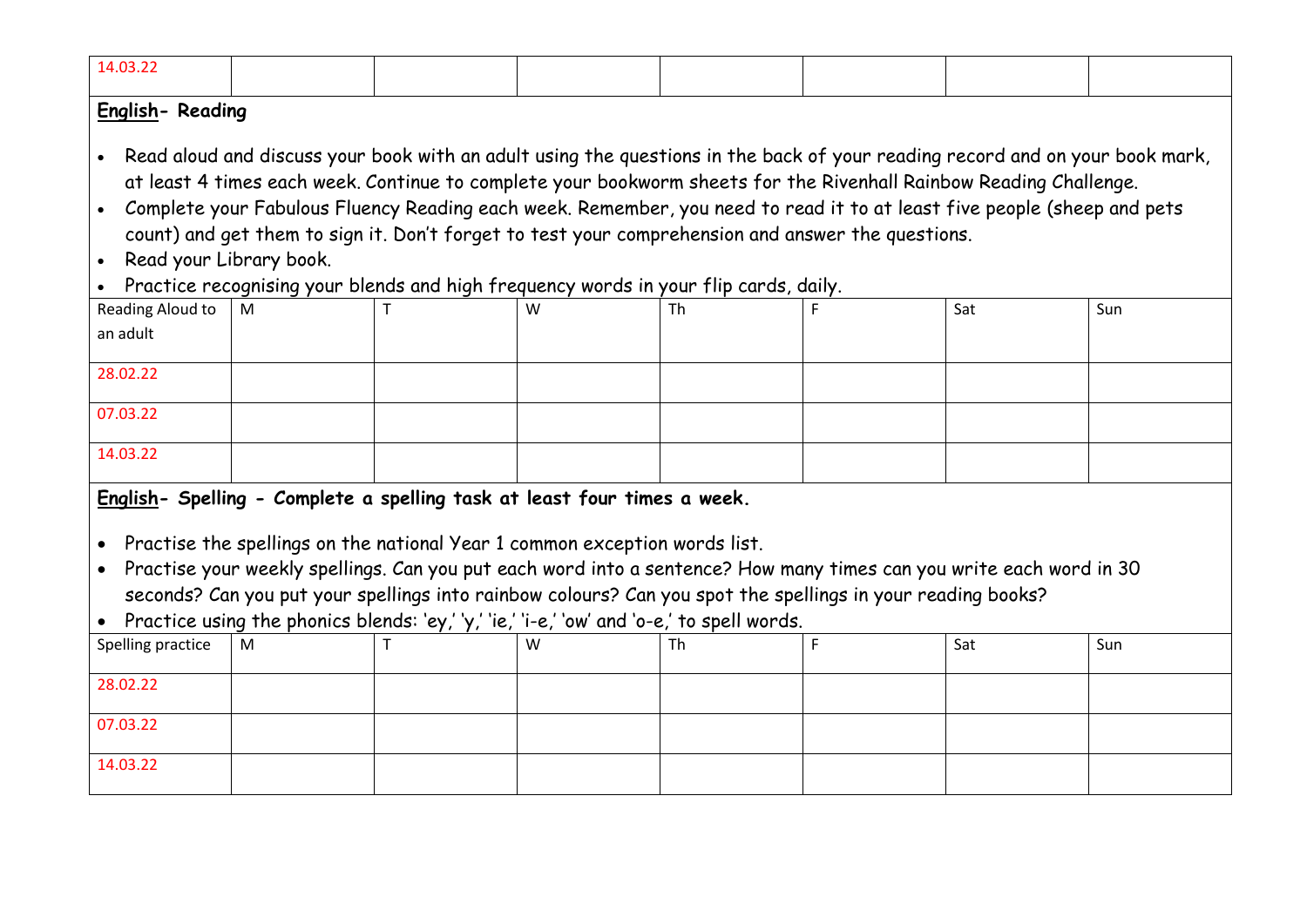| | | | | | | | |
|---|---|---|---|---|---|---|---|
| 14.03.22 | | | | | | | |

**English- Reading**

- Read aloud and discuss your book with an adult using the questions in the back of your reading record and on your book mark, at least 4 times each week. Continue to complete your bookworm sheets for the Rivenhall Rainbow Reading Challenge.
- Complete your Fabulous Fluency Reading each week. Remember, you need to read it to at least five people (sheep and pets count) and get them to sign it. Don't forget to test your comprehension and answer the questions.
- Read your Library book.
- Practice recognising your blends and high frequency words in your flip cards, daily.

| Reading Aloud to an adult | M | T | W | Th | F | Sat | Sun |
|---|---|---|---|---|---|---|---|
| 28.02.22 | | | | | | | |
| 07.03.22 | | | | | | | |
| 14.03.22 | | | | | | | |

**English- Spelling - Complete a spelling task at least four times a week.**

- Practise the spellings on the national Year 1 common exception words list.
- Practise your weekly spellings. Can you put each word into a sentence? How many times can you write each word in 30 seconds? Can you put your spellings into rainbow colours? Can you spot the spellings in your reading books?
- Practice using the phonics blends: 'ey,' 'y,' 'ie,' 'i-e,' 'ow' and 'o-e,' to spell words.

| Spelling practice | M | T | W | Th | F | Sat | Sun |
|---|---|---|---|---|---|---|---|
| 28.02.22 | | | | | | | |
| 07.03.22 | | | | | | | |
| 14.03.22 | | | | | | | |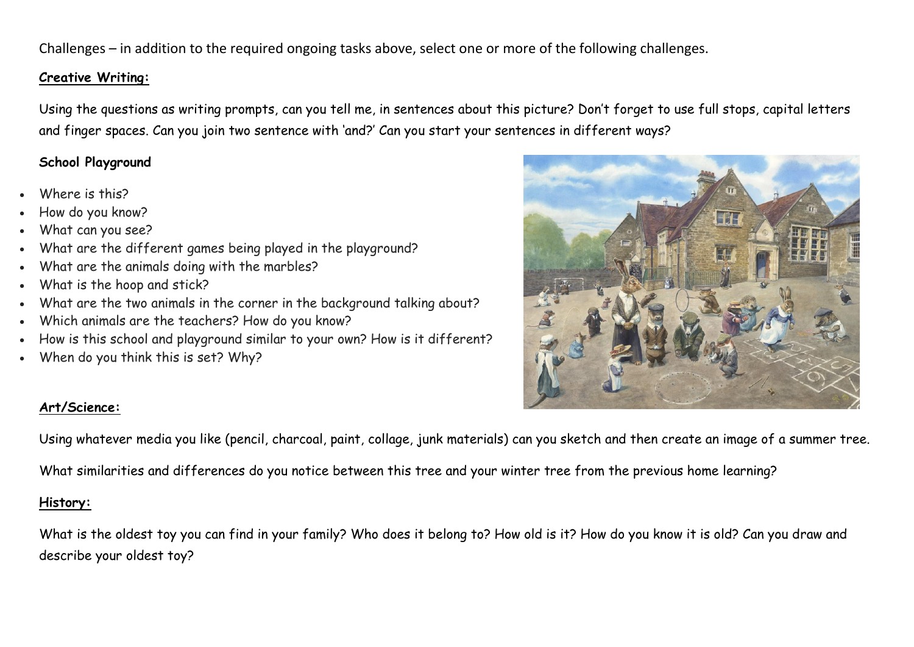Challenges – in addition to the required ongoing tasks above, select one or more of the following challenges.

**Creative Writing:**

Using the questions as writing prompts, can you tell me, in sentences about this picture? Don't forget to use full stops, capital letters and finger spaces. Can you join two sentence with 'and?' Can you start your sentences in different ways?

**School Playground**

- Where is this?
- How do you know?
- What can you see?
- What are the different games being played in the playground?
- What are the animals doing with the marbles?
- What is the hoop and stick?
- What are the two animals in the corner in the background talking about?
- Which animals are the teachers? How do you know?
- How is this school and playground similar to your own? How is it different?
- When do you think this is set? Why?

**Art/Science:**

Using whatever media you like (pencil, charcoal, paint, collage, junk materials) can you sketch and then create an image of a summer tree.

What similarities and differences do you notice between this tree and your winter tree from the previous home learning?

**History:**

What is the oldest toy you can find in your family? Who does it belong to? How old is it? How do you know it is old? Can you draw and describe your oldest toy?